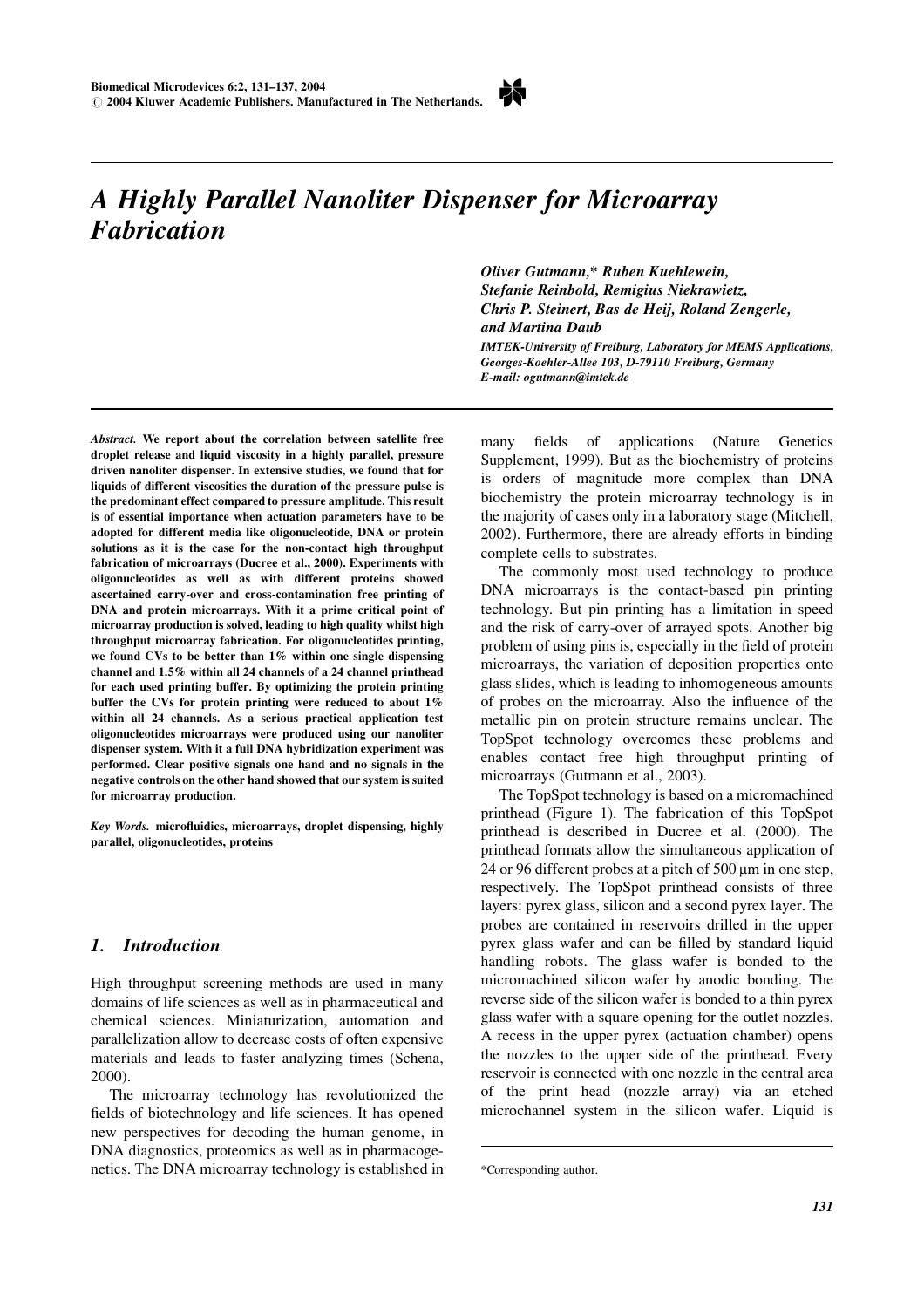# A Highly Parallel Nanoliter Dispenser for Microarray Fabrication

***Oliver Gutmann,\* Ruben Kuehlewein, Stefanie Reinbold, Remigius Niekrawietz, Chris P. Steinert, Bas de Heij, Roland Zengerle, and Martina Daub***

***IMTEK-University of Freiburg, Laboratory for MEMS Applications, Georges-Koehler-Allee 103, D-79110 Freiburg, Germany***
***E-mail: ogutmann@imtek.de***

***Abstract.*** **We report about the correlation between satellite free droplet release and liquid viscosity in a highly parallel, pressure driven nanoliter dispenser. In extensive studies, we found that for liquids of different viscosities the duration of the pressure pulse is the predominant effect compared to pressure amplitude. This result is of essential importance when actuation parameters have to be adopted for different media like oligonucleotide, DNA or protein solutions as it is the case for the non-contact high throughput fabrication of microarrays (Ducree et al., 2000). Experiments with oligonucleotides as well as with different proteins showed ascertained carry-over and cross-contamination free printing of DNA and protein microarrays. With it a prime critical point of microarray production is solved, leading to high quality whilst high throughput microarray fabrication. For oligonucleotides printing, we found CVs to be better than 1% within one single dispensing channel and 1.5% within all 24 channels of a 24 channel printhead for each used printing buffer. By optimizing the protein printing buffer the CVs for protein printing were reduced to about 1% within all 24 channels. As a serious practical application test oligonucleotides microarrays were produced using our nanoliter dispenser system. With it a full DNA hybridization experiment was performed. Clear positive signals one hand and no signals in the negative controls on the other hand showed that our system is suited for microarray production.**

***Key Words.*** **microfluidics, microarrays, droplet dispensing, highly parallel, oligonucleotides, proteins**

## *1. Introduction*

High throughput screening methods are used in many domains of life sciences as well as in pharmaceutical and chemical sciences. Miniaturization, automation and parallelization allow to decrease costs of often expensive materials and leads to faster analyzing times (Schena, 2000).

The microarray technology has revolutionized the fields of biotechnology and life sciences. It has opened new perspectives for decoding the human genome, in DNA diagnostics, proteomics as well as in pharmacogenetics. The DNA microarray technology is established in many fields of applications (Nature Genetics Supplement, 1999). But as the biochemistry of proteins is orders of magnitude more complex than DNA biochemistry the protein microarray technology is in the majority of cases only in a laboratory stage (Mitchell, 2002). Furthermore, there are already efforts in binding complete cells to substrates.

The commonly most used technology to produce DNA microarrays is the contact-based pin printing technology. But pin printing has a limitation in speed and the risk of carry-over of arrayed spots. Another big problem of using pins is, especially in the field of protein microarrays, the variation of deposition properties onto glass slides, which is leading to inhomogeneous amounts of probes on the microarray. Also the influence of the metallic pin on protein structure remains unclear. The TopSpot technology overcomes these problems and enables contact free high throughput printing of microarrays (Gutmann et al., 2003).

The TopSpot technology is based on a micromachined printhead (Figure 1). The fabrication of this TopSpot printhead is described in Ducree et al. (2000). The printhead formats allow the simultaneous application of 24 or 96 different probes at a pitch of 500 μm in one step, respectively. The TopSpot printhead consists of three layers: pyrex glass, silicon and a second pyrex layer. The probes are contained in reservoirs drilled in the upper pyrex glass wafer and can be filled by standard liquid handling robots. The glass wafer is bonded to the micromachined silicon wafer by anodic bonding. The reverse side of the silicon wafer is bonded to a thin pyrex glass wafer with a square opening for the outlet nozzles. A recess in the upper pyrex (actuation chamber) opens the nozzles to the upper side of the printhead. Every reservoir is connected with one nozzle in the central area of the print head (nozzle array) via an etched microchannel system in the silicon wafer. Liquid is

\*Corresponding author.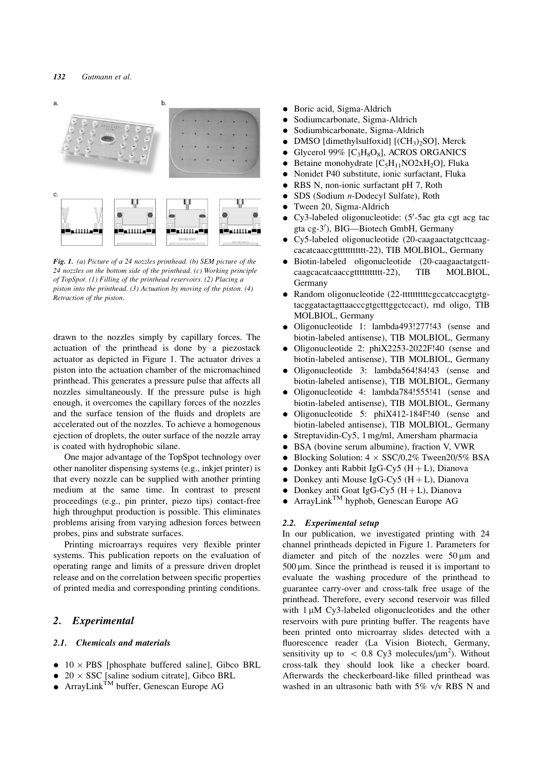Fig. 1. *(a) Picture of a 24 nozzles printhead. (b) SEM picture of the 24 nozzles on the bottom side of the printhead. (c) Working principle of TopSpot. (1) Filling of the printhead reservoirs. (2) Placing a piston into the printhead. (3) Actuation by moving of the piston. (4) Retraction of the piston.*

drawn to the nozzles simply by capillary forces. The actuation of the printhead is done by a piezostack actuator as depicted in Figure 1. The actuator drives a piston into the actuation chamber of the micromachined printhead. This generates a pressure pulse that affects all nozzles simultaneously. If the pressure pulse is high enough, it overcomes the capillary forces of the nozzles and the surface tension of the fluids and droplets are accelerated out of the nozzles. To achieve a homogenous ejection of droplets, the outer surface of the nozzle array is coated with hydrophobic silane.

One major advantage of the TopSpot technology over other nanoliter dispensing systems (e.g., inkjet printer) is that every nozzle can be supplied with another printing medium at the same time. In contrast to present proceedings (e.g., pin printer, piezo tips) contact-free high throughput production is possible. This eliminates problems arising from varying adhesion forces between probes, pins and substrate surfaces.

Printing microarrays requires very flexible printer systems. This publication reports on the evaluation of operating range and limits of a pressure driven droplet release and on the correlation between specific properties of printed media and corresponding printing conditions.

## 2. Experimental

### 2.1. Chemicals and materials

- 10 × PBS [phosphate buffered saline], Gibco BRL
- 20 × SSC [saline sodium citrate], Gibco BRL
- ArrayLink™ buffer, Genescan Europe AG
- Boric acid, Sigma-Aldrich
- Sodiumcarbonate, Sigma-Aldrich
- Sodiumbicarbonate, Sigma-Aldrich
- DMSO [dimethylsulfoxid] [$(CH_3)_2SO$], Merck
- Glycerol 99% [$C_3H_8O_8$], ACROS ORGANICS
- Betaine monohydrate [$C_5H_{11}NO2xH_2O$], Fluka
- Nonidet P40 substitute, ionic surfactant, Fluka
- RBS N, non-ionic surfactant pH 7, Roth
- SDS (Sodium *n*-Dodecyl Sulfate), Roth
- Tween 20, Sigma-Aldrich
- Cy3-labeled oligonucleotide: (5′-5ac gta cgt acg tac gta cg-3′), BIG—Biotech GmbH, Germany
- Cy5-labeled oligonucleotide (20-caagaactatgcttcaag-cacatcaaccgttttttttttt-22), TIB MOLBIOL, Germany
- Biotin-labeled oligonucleotide (20-caagaactatgctt-caagcacatcaaccgttttttttttt-22), TIB MOLBIOL, Germany
- Random oligonucleotide (22-tttttttttcgccatccacgtgtg-tacggatactagttaacccgtgctttggctccact), rnd oligo, TIB MOLBIOL, Germany
- Oligonucleotide 1: lambda493!277!43 (sense and biotin-labeled antisense), TIB MOLBIOL, Germany
- Oligonucleotide 2: phiX2253-2022F!40 (sense and biotin-labeled antisense), TIB MOLBIOL, Germany
- Oligonucleotide 3: lambda564!84!43 (sense and biotin-labeled antisense), TIB MOLBIOL, Germany
- Oligonucleotide 4: lambda784!555!41 (sense and biotin-labeled antisense), TIB MOLBIOL, Germany
- Oligonucleotide 5: phiX412-184F!40 (sense and biotin-labeled antisense), TIB MOLBIOL, Germany
- Streptavidin-Cy5, 1 mg/ml, Amersham pharmacia
- BSA (bovine serum albumine), fraction V, VWR
- Blocking Solution: 4 × SSC/0,2% Tween20/5% BSA
- Donkey anti Rabbit IgG-Cy5 (H + L), Dianova
- Donkey anti Mouse IgG-Cy5 (H + L), Dianova
- Donkey anti Goat IgG-Cy5 (H + L), Dianova
- ArrayLink™ hyphob, Genescan Europe AG

### 2.2. Experimental setup

In our publication, we investigated printing with 24 channel printheads depicted in Figure 1. Parameters for diameter and pitch of the nozzles were 50 μm and 500 μm. Since the printhead is reused it is important to evaluate the washing procedure of the printhead to guarantee carry-over and cross-talk free usage of the printhead. Therefore, every second reservoir was filled with 1 μM Cy3-labeled oligonucleotides and the other reservoirs with pure printing buffer. The reagents have been printed onto microarray slides detected with a fluorescence reader (La Vision Biotech, Germany, sensitivity up to $< 0.8$ Cy3 molecules/μm$^2$). Without cross-talk they should look like a checker board. Afterwards the checkerboard-like filled printhead was washed in an ultrasonic bath with 5% v/v RBS N and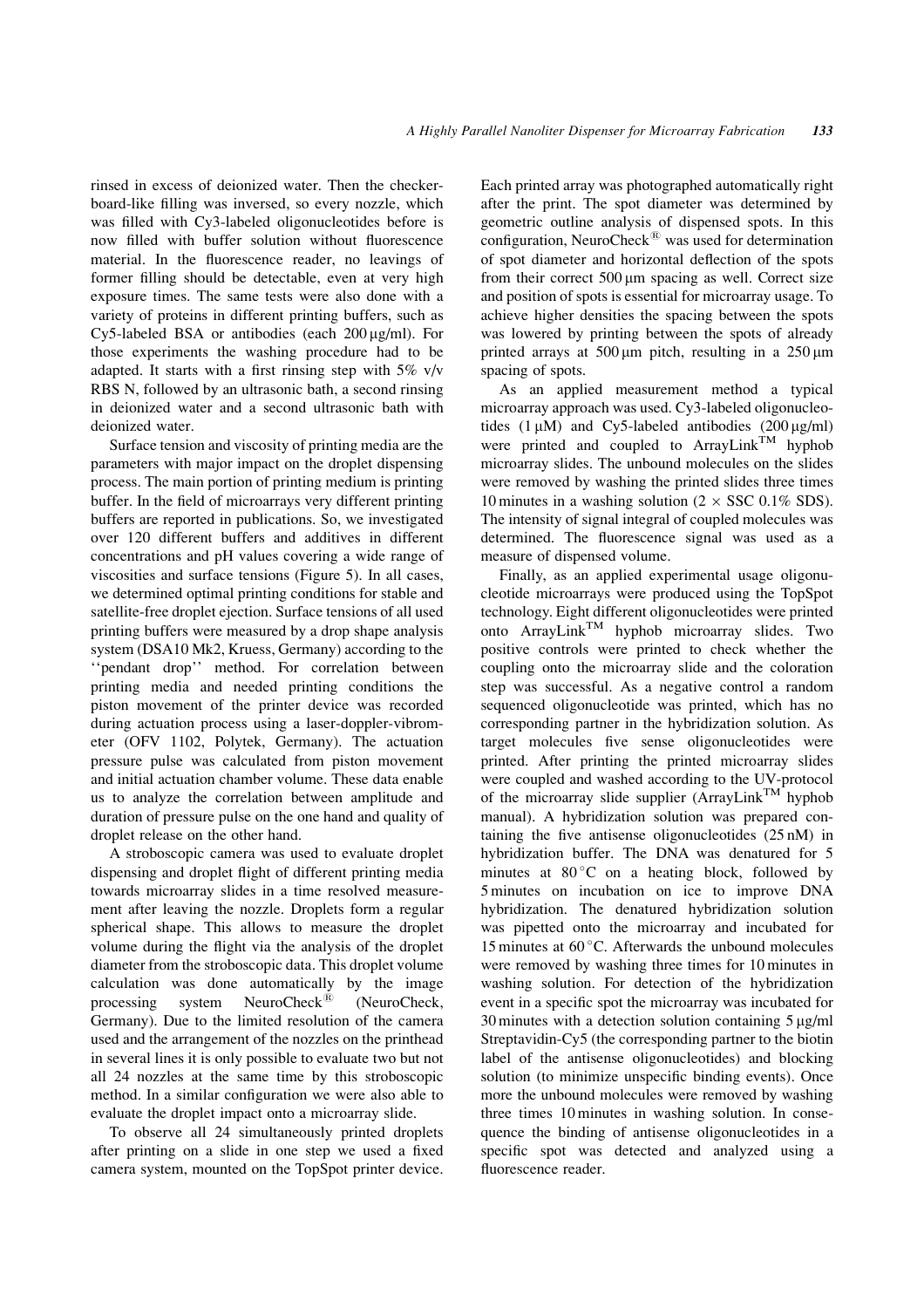rinsed in excess of deionized water. Then the checkerboard-like filling was inversed, so every nozzle, which was filled with Cy3-labeled oligonucleotides before is now filled with buffer solution without fluorescence material. In the fluorescence reader, no leavings of former filling should be detectable, even at very high exposure times. The same tests were also done with a variety of proteins in different printing buffers, such as Cy5-labeled BSA or antibodies (each 200 μg/ml). For those experiments the washing procedure had to be adapted. It starts with a first rinsing step with 5% v/v RBS N, followed by an ultrasonic bath, a second rinsing in deionized water and a second ultrasonic bath with deionized water.

Surface tension and viscosity of printing media are the parameters with major impact on the droplet dispensing process. The main portion of printing medium is printing buffer. In the field of microarrays very different printing buffers are reported in publications. So, we investigated over 120 different buffers and additives in different concentrations and pH values covering a wide range of viscosities and surface tensions (Figure 5). In all cases, we determined optimal printing conditions for stable and satellite-free droplet ejection. Surface tensions of all used printing buffers were measured by a drop shape analysis system (DSA10 Mk2, Kruess, Germany) according to the ''pendant drop'' method. For correlation between printing media and needed printing conditions the piston movement of the printer device was recorded during actuation process using a laser-doppler-vibrometer (OFV 1102, Polytek, Germany). The actuation pressure pulse was calculated from piston movement and initial actuation chamber volume. These data enable us to analyze the correlation between amplitude and duration of pressure pulse on the one hand and quality of droplet release on the other hand.

A stroboscopic camera was used to evaluate droplet dispensing and droplet flight of different printing media towards microarray slides in a time resolved measurement after leaving the nozzle. Droplets form a regular spherical shape. This allows to measure the droplet volume during the flight via the analysis of the droplet diameter from the stroboscopic data. This droplet volume calculation was done automatically by the image processing system NeuroCheck® (NeuroCheck, Germany). Due to the limited resolution of the camera used and the arrangement of the nozzles on the printhead in several lines it is only possible to evaluate two but not all 24 nozzles at the same time by this stroboscopic method. In a similar configuration we were also able to evaluate the droplet impact onto a microarray slide.

To observe all 24 simultaneously printed droplets after printing on a slide in one step we used a fixed camera system, mounted on the TopSpot printer device. Each printed array was photographed automatically right after the print. The spot diameter was determined by geometric outline analysis of dispensed spots. In this configuration, NeuroCheck® was used for determination of spot diameter and horizontal deflection of the spots from their correct 500 μm spacing as well. Correct size and position of spots is essential for microarray usage. To achieve higher densities the spacing between the spots was lowered by printing between the spots of already printed arrays at 500 μm pitch, resulting in a 250 μm spacing of spots.

As an applied measurement method a typical microarray approach was used. Cy3-labeled oligonucleotides (1 μM) and Cy5-labeled antibodies (200 μg/ml) were printed and coupled to ArrayLink™ hyphob microarray slides. The unbound molecules on the slides were removed by washing the printed slides three times 10 minutes in a washing solution ($2 \times$ SSC 0.1% SDS). The intensity of signal integral of coupled molecules was determined. The fluorescence signal was used as a measure of dispensed volume.

Finally, as an applied experimental usage oligonucleotide microarrays were produced using the TopSpot technology. Eight different oligonucleotides were printed onto ArrayLink™ hyphob microarray slides. Two positive controls were printed to check whether the coupling onto the microarray slide and the coloration step was successful. As a negative control a random sequenced oligonucleotide was printed, which has no corresponding partner in the hybridization solution. As target molecules five sense oligonucleotides were printed. After printing the printed microarray slides were coupled and washed according to the UV-protocol of the microarray slide supplier (ArrayLink™ hyphob manual). A hybridization solution was prepared containing the five antisense oligonucleotides (25 nM) in hybridization buffer. The DNA was denatured for 5 minutes at 80 °C on a heating block, followed by 5 minutes on incubation on ice to improve DNA hybridization. The denatured hybridization solution was pipetted onto the microarray and incubated for 15 minutes at 60 °C. Afterwards the unbound molecules were removed by washing three times for 10 minutes in washing solution. For detection of the hybridization event in a specific spot the microarray was incubated for 30 minutes with a detection solution containing 5 μg/ml Streptavidin-Cy5 (the corresponding partner to the biotin label of the antisense oligonucleotides) and blocking solution (to minimize unspecific binding events). Once more the unbound molecules were removed by washing three times 10 minutes in washing solution. In consequence the binding of antisense oligonucleotides in a specific spot was detected and analyzed using a fluorescence reader.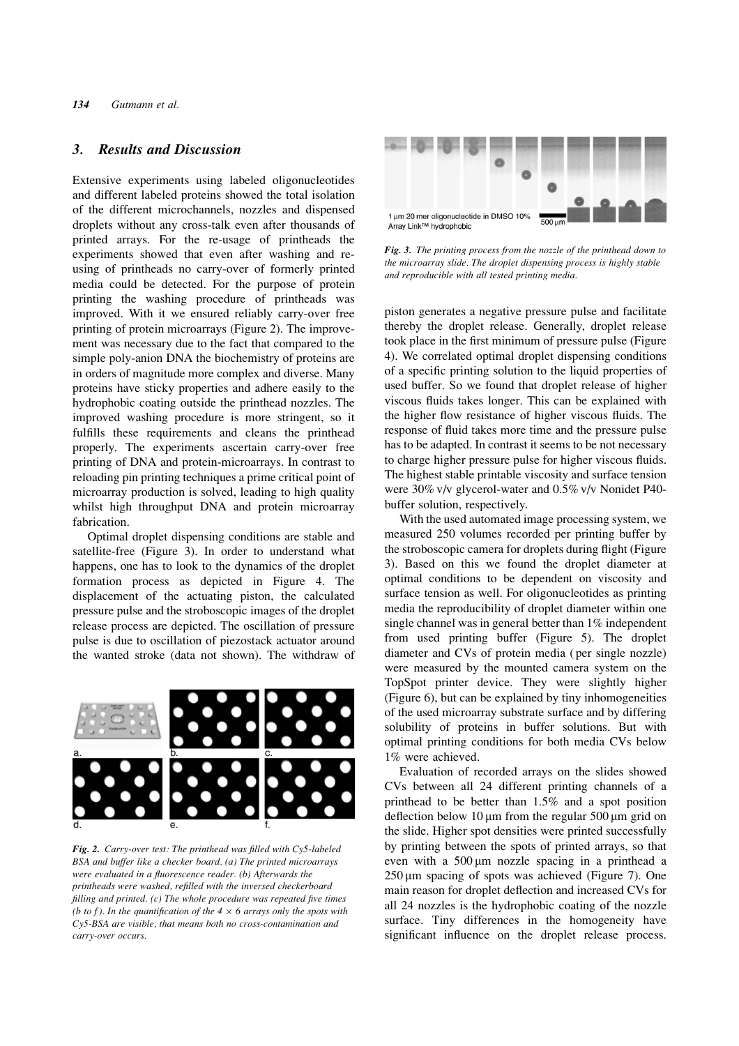## 3. Results and Discussion

Extensive experiments using labeled oligonucleotides and different labeled proteins showed the total isolation of the different microchannels, nozzles and dispensed droplets without any cross-talk even after thousands of printed arrays. For the re-usage of printheads the experiments showed that even after washing and re-using of printheads no carry-over of formerly printed media could be detected. For the purpose of protein printing the washing procedure of printheads was improved. With it we ensured reliably carry-over free printing of protein microarrays (Figure 2). The improvement was necessary due to the fact that compared to the simple poly-anion DNA the biochemistry of proteins are in orders of magnitude more complex and diverse. Many proteins have sticky properties and adhere easily to the hydrophobic coating outside the printhead nozzles. The improved washing procedure is more stringent, so it fulfills these requirements and cleans the printhead properly. The experiments ascertain carry-over free printing of DNA and protein-microarrays. In contrast to reloading pin printing techniques a prime critical point of microarray production is solved, leading to high quality whilst high throughput DNA and protein microarray fabrication.

Optimal droplet dispensing conditions are stable and satellite-free (Figure 3). In order to understand what happens, one has to look to the dynamics of the droplet formation process as depicted in Figure 4. The displacement of the actuating piston, the calculated pressure pulse and the stroboscopic images of the droplet release process are depicted. The oscillation of pressure pulse is due to oscillation of piezostack actuator around the wanted stroke (data not shown). The withdraw of piston generates a negative pressure pulse and facilitate thereby the droplet release. Generally, droplet release took place in the first minimum of pressure pulse (Figure 4). We correlated optimal droplet dispensing conditions of a specific printing solution to the liquid properties of used buffer. So we found that droplet release of higher viscous fluids takes longer. This can be explained with the higher flow resistance of higher viscous fluids. The response of fluid takes more time and the pressure pulse has to be adapted. In contrast it seems to be not necessary to charge higher pressure pulse for higher viscous fluids. The highest stable printable viscosity and surface tension were 30% v/v glycerol-water and 0.5% v/v Nonidet P40-buffer solution, respectively.

With the used automated image processing system, we measured 250 volumes recorded per printing buffer by the stroboscopic camera for droplets during flight (Figure 3). Based on this we found the droplet diameter at optimal conditions to be dependent on viscosity and surface tension as well. For oligonucleotides as printing media the reproducibility of droplet diameter within one single channel was in general better than 1% independent from used printing buffer (Figure 5). The droplet diameter and CVs of protein media (per single nozzle) were measured by the mounted camera system on the TopSpot printer device. They were slightly higher (Figure 6), but can be explained by tiny inhomogeneities of the used microarray substrate surface and by differing solubility of proteins in buffer solutions. But with optimal printing conditions for both media CVs below 1% were achieved.

Evaluation of recorded arrays on the slides showed CVs between all 24 different printing channels of a printhead to be better than 1.5% and a spot position deflection below 10 μm from the regular 500 μm grid on the slide. Higher spot densities were printed successfully by printing between the spots of printed arrays, so that even with a 500 μm nozzle spacing in a printhead a 250 μm spacing of spots was achieved (Figure 7). One main reason for droplet deflection and increased CVs for all 24 nozzles is the hydrophobic coating of the nozzle surface. Tiny differences in the homogeneity have significant influence on the droplet release process.

1 μm 20 mer oligonucleotide in DMSO 10%
Array Link™ hydrophobic
500 μm

*Fig. 3.* *The printing process from the nozzle of the printhead down to the microarray slide. The droplet dispensing process is highly stable and reproducible with all tested printing media.*

a. b. c. d. e. f.

*Fig. 2.* *Carry-over test: The printhead was filled with Cy5-labeled BSA and buffer like a checker board. (a) The printed microarrays were evaluated in a fluorescence reader. (b) Afterwards the printheads were washed, refilled with the inversed checkerboard filling and printed. (c) The whole procedure was repeated five times (b to f). In the quantification of the 4 × 6 arrays only the spots with Cy5-BSA are visible, that means both no cross-contamination and carry-over occurs.*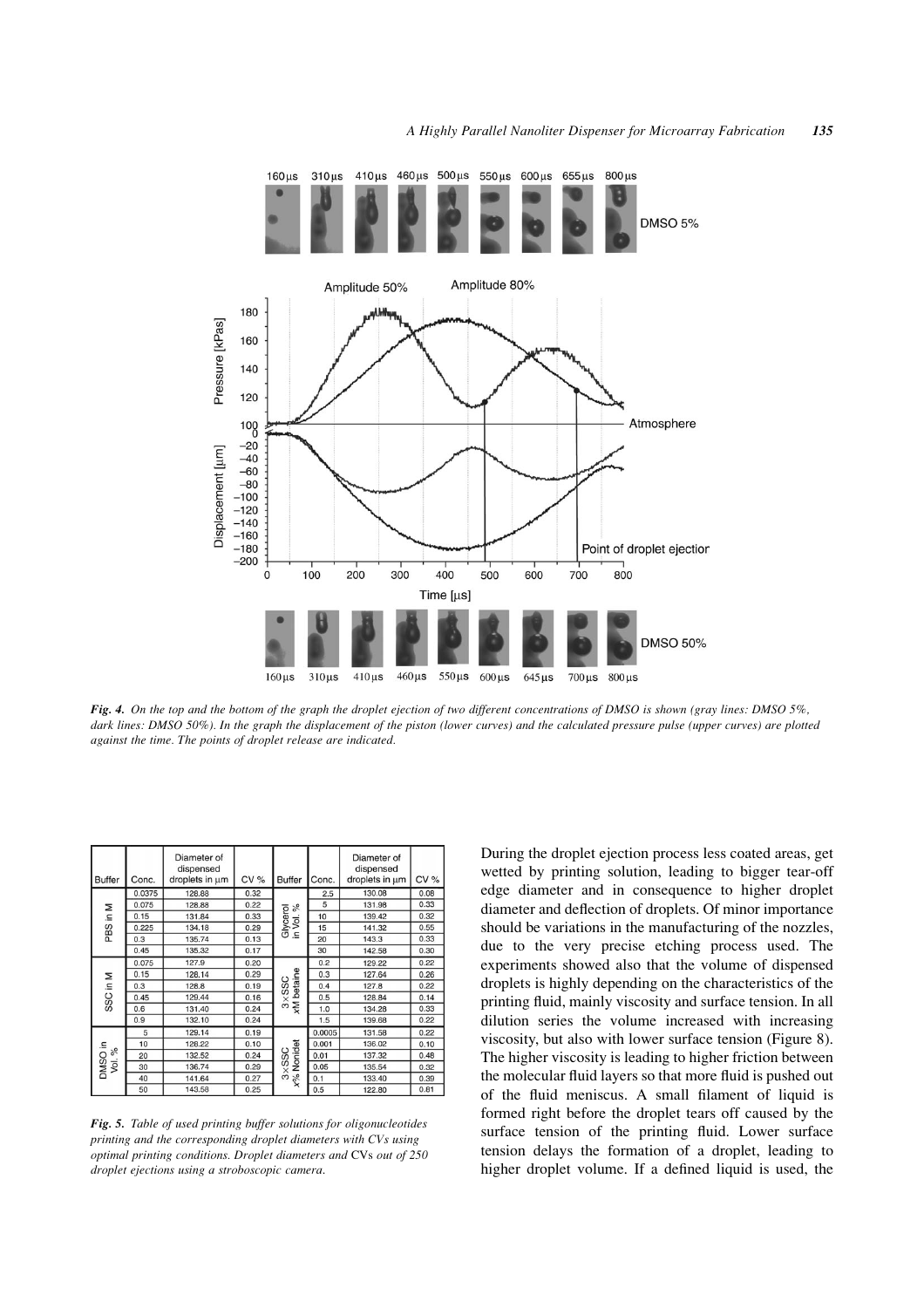*Fig. 4.* *On the top and the bottom of the graph the droplet ejection of two different concentrations of DMSO is shown (gray lines: DMSO 5%, dark lines: DMSO 50%). In the graph the displacement of the piston (lower curves) and the calculated pressure pulse (upper curves) are plotted against the time. The points of droplet release are indicated.*

| Buffer | Conc. | Diameter of dispensed droplets in μm | CV % | Buffer | Conc. | Diameter of dispensed droplets in μm | CV % |
|---|---|---|---|---|---|---|---|
| PBS in M | 0.0375 | 126.88 | 0.32 | Glycerol in Vol. % | 2.5 | 130.08 | 0.08 |
| | 0.075 | 128.88 | 0.22 | | 5 | 131.98 | 0.33 |
| | 0.15 | 131.84 | 0.33 | | 10 | 139.42 | 0.32 |
| | 0.225 | 134.18 | 0.29 | | 15 | 141.32 | 0.55 |
| | 0.3 | 135.74 | 0.13 | | 20 | 143.3 | 0.33 |
| | 0.45 | 135.32 | 0.17 | | 30 | 142.58 | 0.30 |
| SSC in M | 0.075 | 127.9 | 0.20 | 3×SSC xM betaine | 0.2 | 129.22 | 0.22 |
| | 0.15 | 128.14 | 0.29 | | 0.3 | 127.64 | 0.26 |
| | 0.3 | 128.8 | 0.19 | | 0.4 | 127.8 | 0.22 |
| | 0.45 | 129.44 | 0.16 | | 0.5 | 128.84 | 0.14 |
| | 0.6 | 131.40 | 0.24 | | 1.0 | 134.28 | 0.33 |
| | 0.9 | 132.10 | 0.24 | | 1.5 | 139.68 | 0.22 |
| DMSO in Vol. % | 5 | 129.14 | 0.19 | 3×SSC x% Nonidet | 0.0005 | 131.58 | 0.22 |
| | 10 | 128.22 | 0.10 | | 0.001 | 136.02 | 0.10 |
| | 20 | 132.52 | 0.24 | | 0.01 | 137.32 | 0.48 |
| | 30 | 136.74 | 0.29 | | 0.05 | 135.54 | 0.32 |
| | 40 | 141.64 | 0.27 | | 0.1 | 133.40 | 0.39 |
| | 50 | 143.58 | 0.25 | | 0.5 | 122.80 | 0.61 |

*Fig. 5.* *Table of used printing buffer solutions for oligonucleotides printing and the corresponding droplet diameters with CVs using optimal printing conditions. Droplet diameters and* CVs *out of 250 droplet ejections using a stroboscopic camera.*

During the droplet ejection process less coated areas, get wetted by printing solution, leading to bigger tear-off edge diameter and in consequence to higher droplet diameter and deflection of droplets. Of minor importance should be variations in the manufacturing of the nozzles, due to the very precise etching process used. The experiments showed also that the volume of dispensed droplets is highly depending on the characteristics of the printing fluid, mainly viscosity and surface tension. In all dilution series the volume increased with increasing viscosity, but also with lower surface tension (Figure 8). The higher viscosity is leading to higher friction between the molecular fluid layers so that more fluid is pushed out of the fluid meniscus. A small filament of liquid is formed right before the droplet tears off caused by the surface tension of the printing fluid. Lower surface tension delays the formation of a droplet, leading to higher droplet volume. If a defined liquid is used, the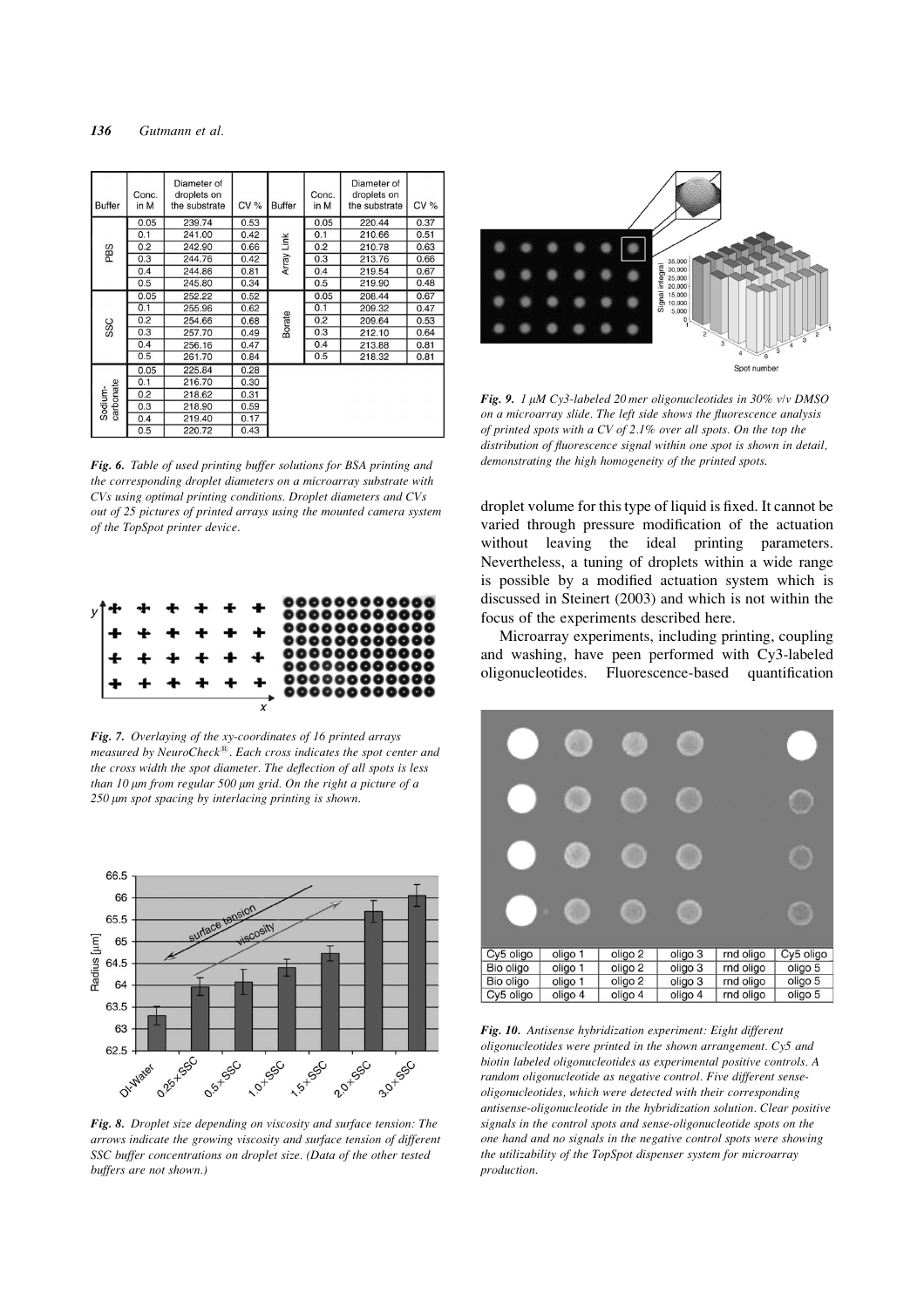| Buffer | Conc. in M | Diameter of droplets on the substrate | CV % | Buffer | Conc. in M | Diameter of droplets on the substrate | CV % |
|---|---|---|---|---|---|---|---|
| PBS | 0.05 | 239.74 | 0.53 | Array Link | 0.05 | 220.44 | 0.37 |
| | 0.1 | 241.00 | 0.42 | | 0.1 | 210.66 | 0.51 |
| | 0.2 | 242.90 | 0.66 | | 0.2 | 210.78 | 0.63 |
| | 0.3 | 244.76 | 0.42 | | 0.3 | 213.76 | 0.66 |
| | 0.4 | 244.86 | 0.81 | | 0.4 | 219.54 | 0.67 |
| | 0.5 | 245.80 | 0.34 | | 0.5 | 219.90 | 0.48 |
| SSC | 0.05 | 252.22 | 0.52 | Borate | 0.05 | 208.44 | 0.67 |
| | 0.1 | 255.96 | 0.62 | | 0.1 | 209.32 | 0.47 |
| | 0.2 | 254.66 | 0.68 | | 0.2 | 209.64 | 0.53 |
| | 0.3 | 257.70 | 0.49 | | 0.3 | 212.10 | 0.64 |
| | 0.4 | 256.16 | 0.47 | | 0.4 | 213.88 | 0.81 |
| | 0.5 | 261.70 | 0.84 | | 0.5 | 218.32 | 0.81 |
| Sodium-carbonate | 0.05 | 225.84 | 0.28 | | | | |
| | 0.1 | 216.70 | 0.30 | | | | |
| | 0.2 | 218.62 | 0.31 | | | | |
| | 0.3 | 218.90 | 0.59 | | | | |
| | 0.4 | 219.40 | 0.17 | | | | |
| | 0.5 | 220.72 | 0.43 | | | | |

*Fig. 6. Table of used printing buffer solutions for BSA printing and the corresponding droplet diameters on a microarray substrate with CVs using optimal printing conditions. Droplet diameters and CVs out of 25 pictures of printed arrays using the mounted camera system of the TopSpot printer device.*

*Fig. 7. Overlaying of the xy-coordinates of 16 printed arrays measured by NeuroCheck®. Each cross indicates the spot center and the cross width the spot diameter. The deflection of all spots is less than 10 µm from regular 500 µm grid. On the right a picture of a 250 µm spot spacing by interlacing printing is shown.*

*Fig. 8. Droplet size depending on viscosity and surface tension: The arrows indicate the growing viscosity and surface tension of different SSC buffer concentrations on droplet size. (Data of the other tested buffers are not shown.)*

*Fig. 9. 1 µM Cy3-labeled 20 mer oligonucleotides in 30% v/v DMSO on a microarray slide. The left side shows the fluorescence analysis of printed spots with a CV of 2.1% over all spots. On the top the distribution of fluorescence signal within one spot is shown in detail, demonstrating the high homogeneity of the printed spots.*

droplet volume for this type of liquid is fixed. It cannot be varied through pressure modification of the actuation without leaving the ideal printing parameters. Nevertheless, a tuning of droplets within a wide range is possible by a modified actuation system which is discussed in Steinert (2003) and which is not within the focus of the experiments described here.

Microarray experiments, including printing, coupling and washing, have peen performed with Cy3-labeled oligonucleotides. Fluorescence-based quantification

| | | | | | |
|---|---|---|---|---|---|
| Cy5 oligo | oligo 1 | oligo 2 | oligo 3 | rnd oligo | Cy5 oligo |
| Bio oligo | oligo 1 | oligo 2 | oligo 3 | rnd oligo | oligo 5 |
| Bio oligo | oligo 1 | oligo 2 | oligo 3 | rnd oligo | oligo 5 |
| Cy5 oligo | oligo 4 | oligo 4 | oligo 4 | rnd oligo | oligo 5 |

*Fig. 10. Antisense hybridization experiment: Eight different oligonucleotides were printed in the shown arrangement. Cy5 and biotin labeled oligonucleotides as experimental positive controls. A random oligonucleotide as negative control. Five different sense-oligonucleotides, which were detected with their corresponding antisense-oligonucleotide in the hybridization solution. Clear positive signals in the control spots and sense-oligonucleotide spots on the one hand and no signals in the negative control spots were showing the utilizability of the TopSpot dispenser system for microarray production.*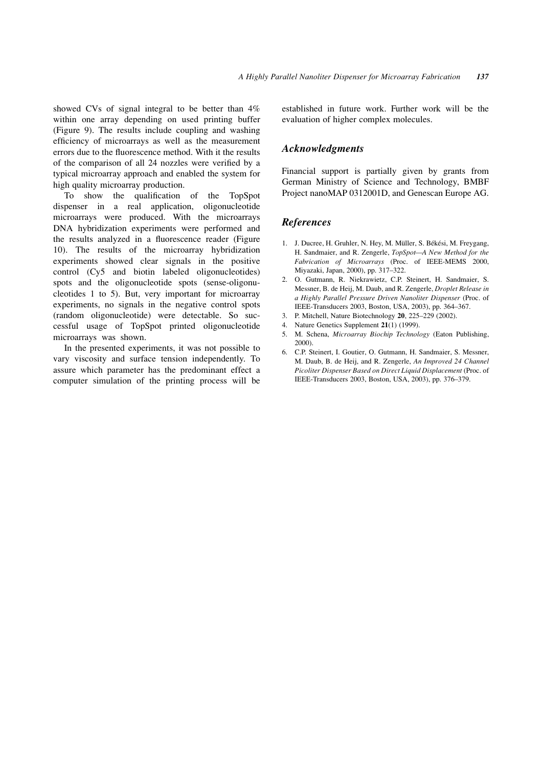showed CVs of signal integral to be better than 4% within one array depending on used printing buffer (Figure 9). The results include coupling and washing efficiency of microarrays as well as the measurement errors due to the fluorescence method. With it the results of the comparison of all 24 nozzles were verified by a typical microarray approach and enabled the system for high quality microarray production.

To show the qualification of the TopSpot dispenser in a real application, oligonucleotide microarrays were produced. With the microarrays DNA hybridization experiments were performed and the results analyzed in a fluorescence reader (Figure 10). The results of the microarray hybridization experiments showed clear signals in the positive control (Cy5 and biotin labeled oligonucleotides) spots and the oligonucleotide spots (sense-oligonucleotides 1 to 5). But, very important for microarray experiments, no signals in the negative control spots (random oligonucleotide) were detectable. So successful usage of TopSpot printed oligonucleotide microarrays was shown.

In the presented experiments, it was not possible to vary viscosity and surface tension independently. To assure which parameter has the predominant effect a computer simulation of the printing process will be established in future work. Further work will be the evaluation of higher complex molecules.

## Acknowledgments

Financial support is partially given by grants from German Ministry of Science and Technology, BMBF Project nanoMAP 0312001D, and Genescan Europe AG.

## References

1. J. Ducree, H. Gruhler, N. Hey, M. Müller, S. Békési, M. Freygang, H. Sandmaier, and R. Zengerle, *TopSpot—A New Method for the Fabrication of Microarrays* (Proc. of IEEE-MEMS 2000, Miyazaki, Japan, 2000), pp. 317–322.
2. O. Gutmann, R. Niekrawietz, C.P. Steinert, H. Sandmaier, S. Messner, B. de Heij, M. Daub, and R. Zengerle, *Droplet Release in a Highly Parallel Pressure Driven Nanoliter Dispenser* (Proc. of IEEE-Transducers 2003, Boston, USA, 2003), pp. 364–367.
3. P. Mitchell, Nature Biotechnology **20**, 225–229 (2002).
4. Nature Genetics Supplement **21**(1) (1999).
5. M. Schena, *Microarray Biochip Technology* (Eaton Publishing, 2000).
6. C.P. Steinert, I. Goutier, O. Gutmann, H. Sandmaier, S. Messner, M. Daub, B. de Heij, and R. Zengerle, *An Improved 24 Channel Picoliter Dispenser Based on Direct Liquid Displacement* (Proc. of IEEE-Transducers 2003, Boston, USA, 2003), pp. 376–379.